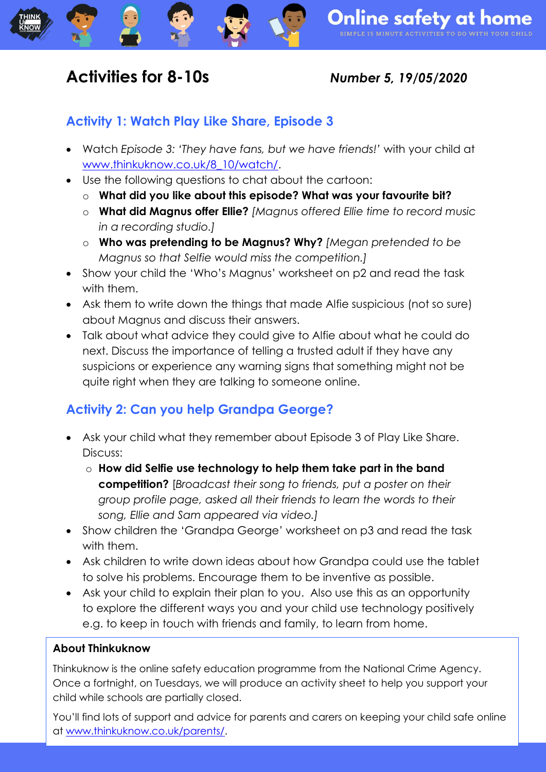# Online safety at home

SIMPLE 15 MINUTE ACTIVITIES TO DO WITH YOUR CHILD

## Activities for 8-10s

***Number 5, 19/05/2020***

### Activity 1: Watch Play Like Share, Episode 3

- Watch *Episode 3: 'They have fans, but we have friends!'* with your child at [www.thinkuknow.co.uk/8_10/watch/](www.thinkuknow.co.uk/8_10/watch/).
- Use the following questions to chat about the cartoon:
  - **What did you like about this episode? What was your favourite bit?**
  - **What did Magnus offer Ellie?** *[Magnus offered Ellie time to record music in a recording studio.]*
  - **Who was pretending to be Magnus? Why?** *[Megan pretended to be Magnus so that Selfie would miss the competition.]*
- Show your child the 'Who's Magnus' worksheet on p2 and read the task with them.
- Ask them to write down the things that made Alfie suspicious (not so sure) about Magnus and discuss their answers.
- Talk about what advice they could give to Alfie about what he could do next. Discuss the importance of telling a trusted adult if they have any suspicions or experience any warning signs that something might not be quite right when they are talking to someone online.

### Activity 2: Can you help Grandpa George?

- Ask your child what they remember about Episode 3 of Play Like Share. Discuss:
  - **How did Selfie use technology to help them take part in the band competition?** [*Broadcast their song to friends, put a poster on their group profile page, asked all their friends to learn the words to their song, Ellie and Sam appeared via video.]*
- Show children the 'Grandpa George' worksheet on p3 and read the task with them.
- Ask children to write down ideas about how Grandpa could use the tablet to solve his problems. Encourage them to be inventive as possible.
- Ask your child to explain their plan to you. Also use this as an opportunity to explore the different ways you and your child use technology positively e.g. to keep in touch with friends and family, to learn from home.

**About Thinkuknow**

Thinkuknow is the online safety education programme from the National Crime Agency. Once a fortnight, on Tuesdays, we will produce an activity sheet to help you support your child while schools are partially closed.

You'll find lots of support and advice for parents and carers on keeping your child safe online at [www.thinkuknow.co.uk/parents/](www.thinkuknow.co.uk/parents/).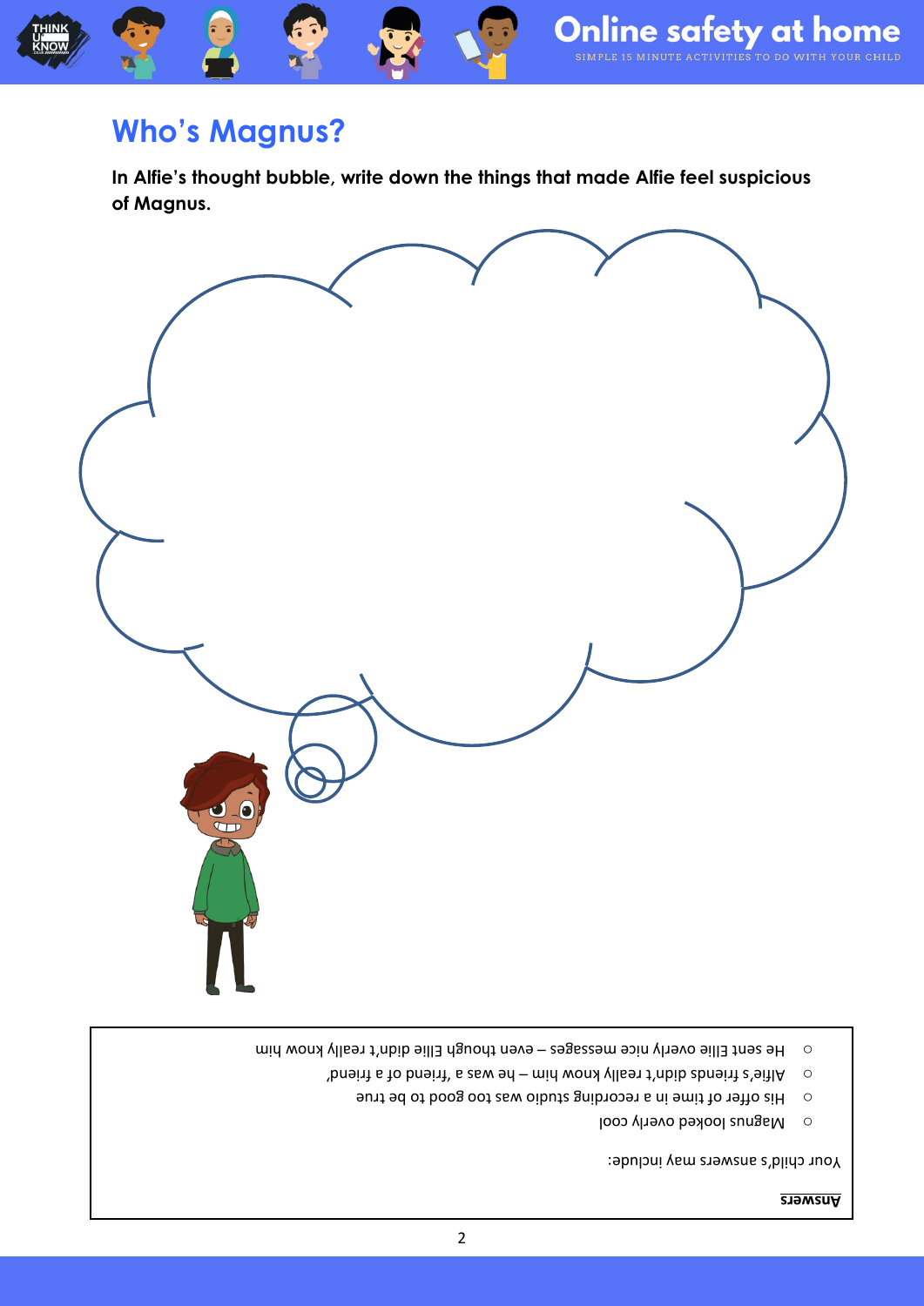## Who's Magnus?

**In Alfie's thought bubble, write down the things that made Alfie feel suspicious of Magnus.**

**Answers**

Your child's answers may include:

- Magnus looked overly cool
- His offer of time in a recording studio was too good to be true
- Alfie's friends didn't really know him – he was a 'friend of a friend'
- He sent Ellie overly nice messages – even though Ellie didn't really know him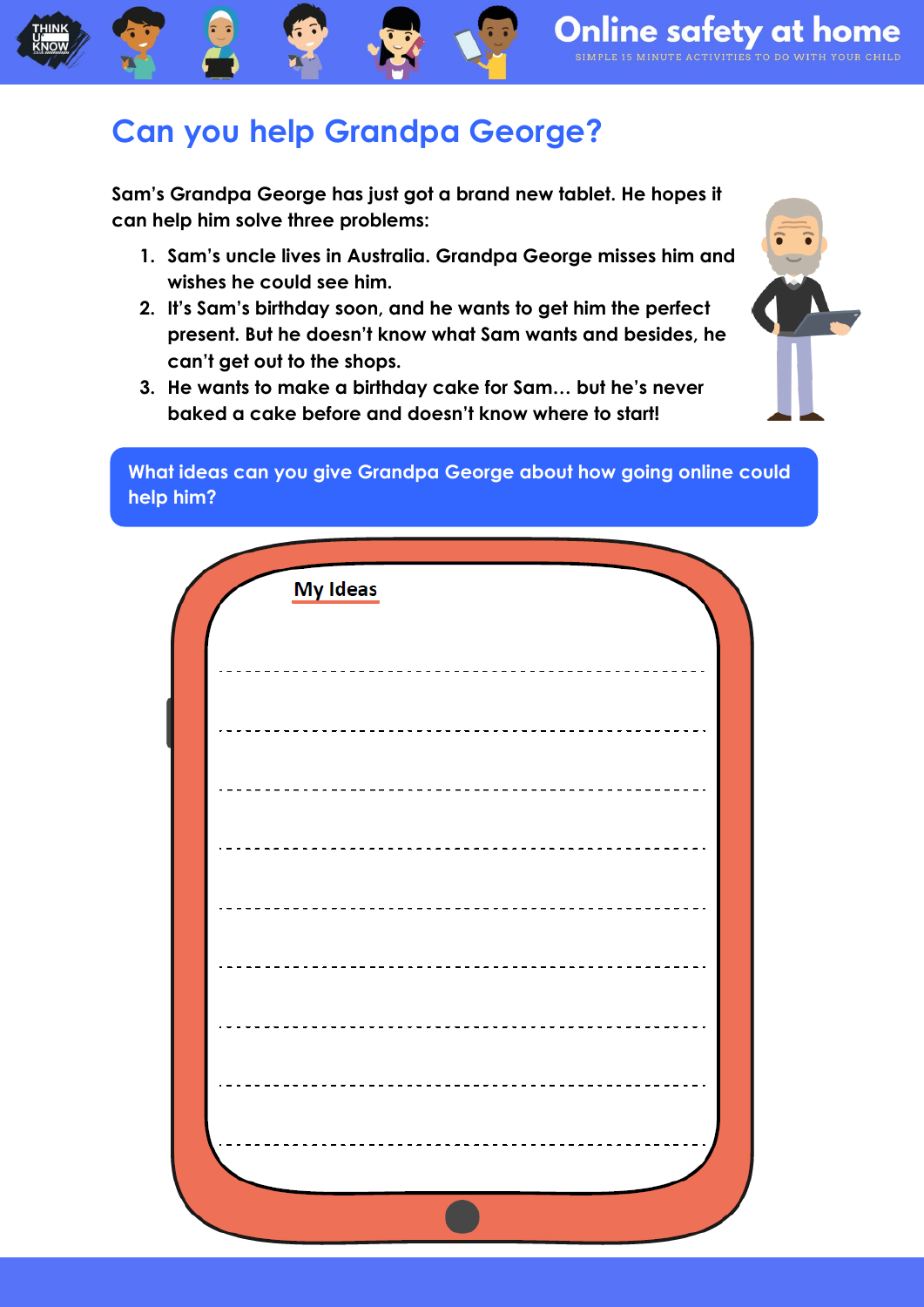# Can you help Grandpa George?

**Sam's Grandpa George has just got a brand new tablet. He hopes it can help him solve three problems:**

1. **Sam's uncle lives in Australia. Grandpa George misses him and wishes he could see him.**
2. **It's Sam's birthday soon, and he wants to get him the perfect present. But he doesn't know what Sam wants and besides, he can't get out to the shops.**
3. **He wants to make a birthday cake for Sam… but he's never baked a cake before and doesn't know where to start!**

**What ideas can you give Grandpa George about how going online could help him?**

**My Ideas**

---

---

---

---

---

---

---

---

---